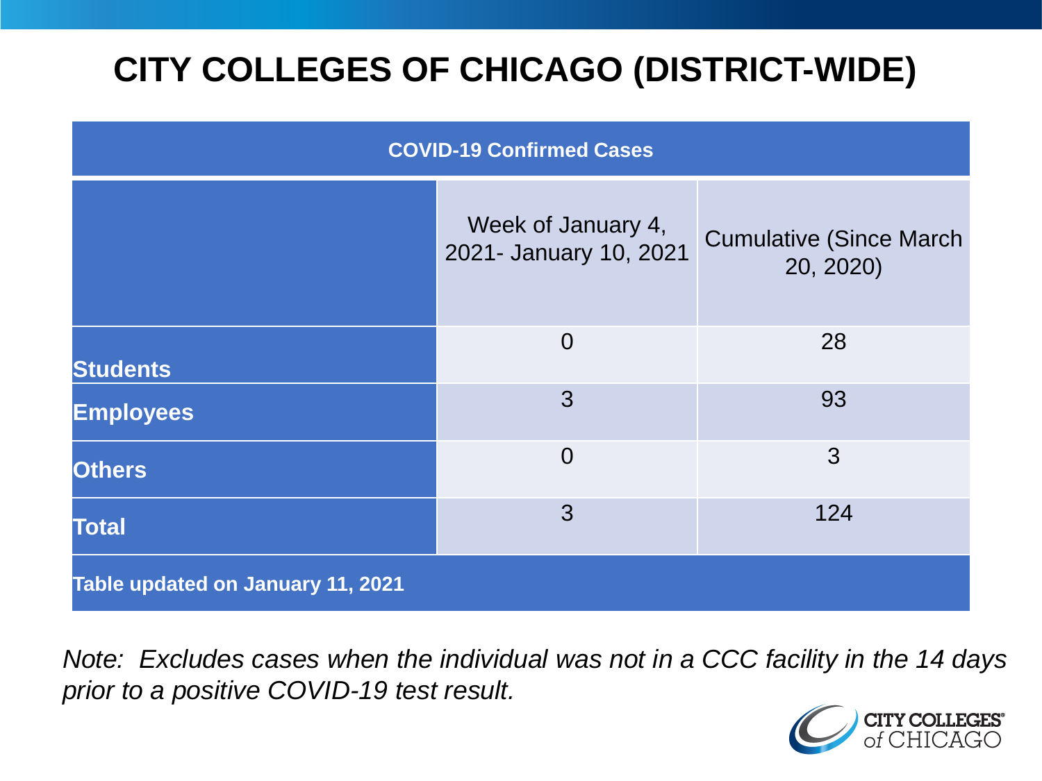# CITY COLLEGES OF CHICAGO (DISTRICT-WIDE)

| COVID-19 Confirmed Cases | | |
|---|---|---|
| | Week of January 4, 2021- January 10, 2021 | Cumulative (Since March 20, 2020) |
| **Students** | 0 | 28 |
| **Employees** | 3 | 93 |
| **Others** | 0 | 3 |
| **Total** | 3 | 124 |
| **Table updated on January 11, 2021** | | |

*Note: Excludes cases when the individual was not in a CCC facility in the 14 days prior to a positive COVID-19 test result.*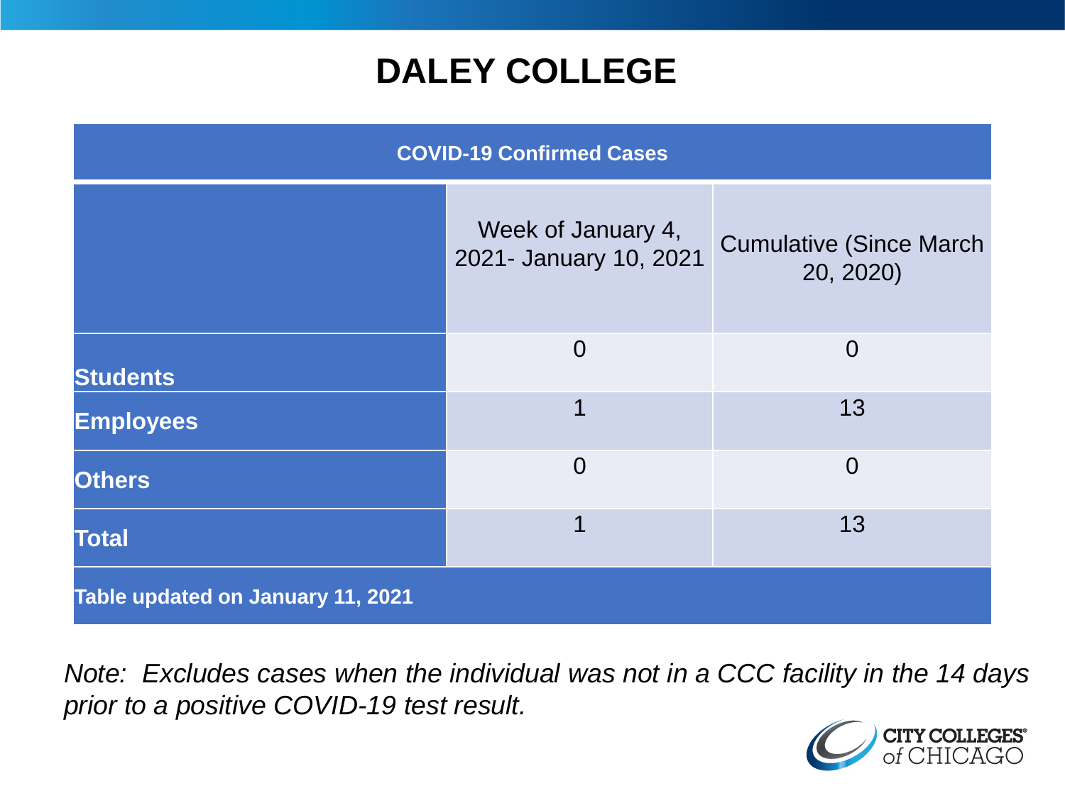# DALEY COLLEGE

| COVID-19 Confirmed Cases | | |
|---|---|---|
| | Week of January 4, 2021- January 10, 2021 | Cumulative (Since March 20, 2020) |
| **Students** | 0 | 0 |
| **Employees** | 1 | 13 |
| **Others** | 0 | 0 |
| **Total** | 1 | 13 |
| **Table updated on January 11, 2021** | | |

*Note: Excludes cases when the individual was not in a CCC facility in the 14 days prior to a positive COVID-19 test result.*

CITY COLLEGES of CHICAGO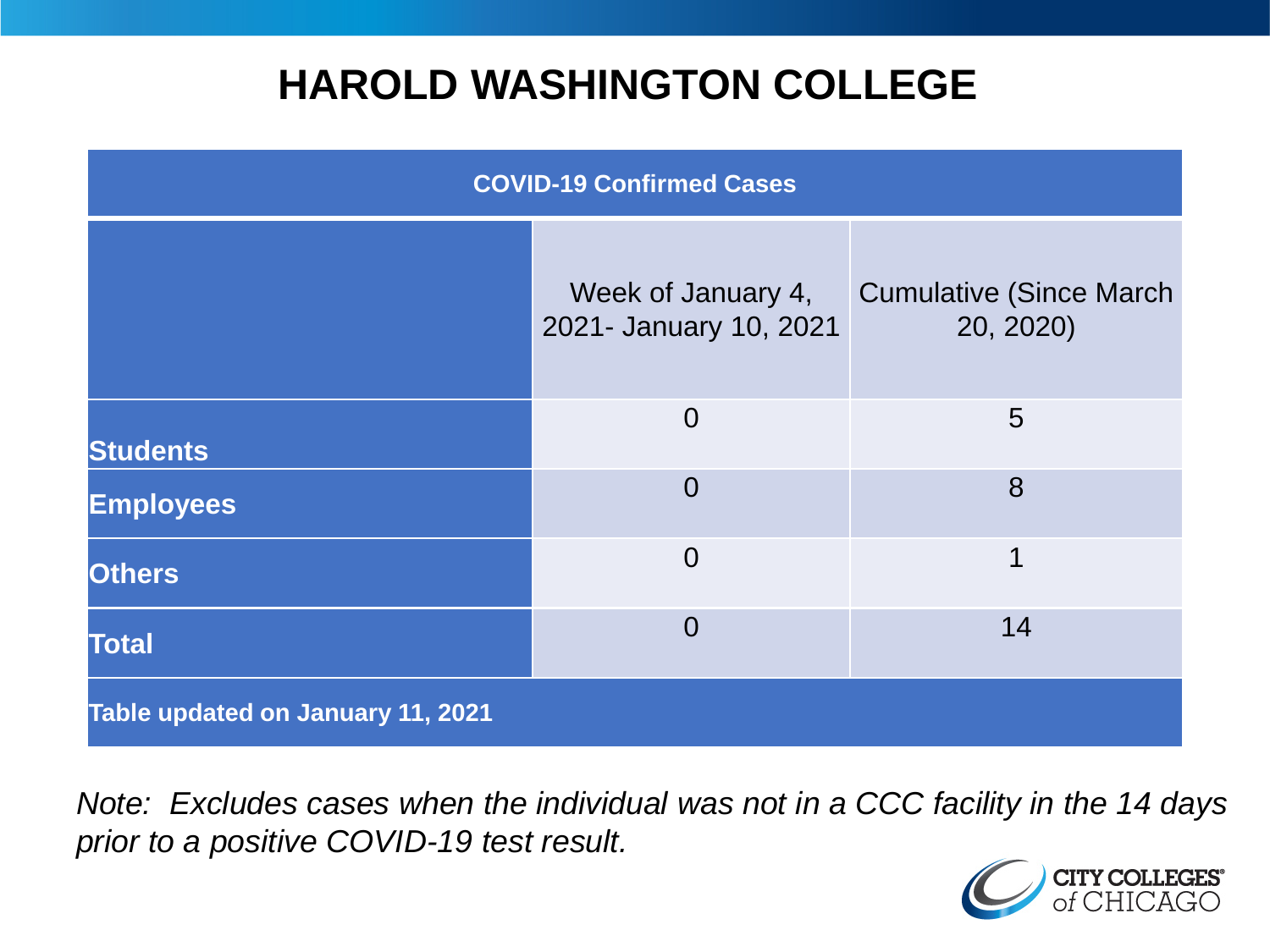# HAROLD WASHINGTON COLLEGE

| COVID-19 Confirmed Cases | | |
|---|---|---|
| | Week of January 4, 2021- January 10, 2021 | Cumulative (Since March 20, 2020) |
| **Students** | 0 | 5 |
| **Employees** | 0 | 8 |
| **Others** | 0 | 1 |
| **Total** | 0 | 14 |
| **Table updated on January 11, 2021** | | |

*Note: Excludes cases when the individual was not in a CCC facility in the 14 days prior to a positive COVID-19 test result.*

CITY COLLEGES of CHICAGO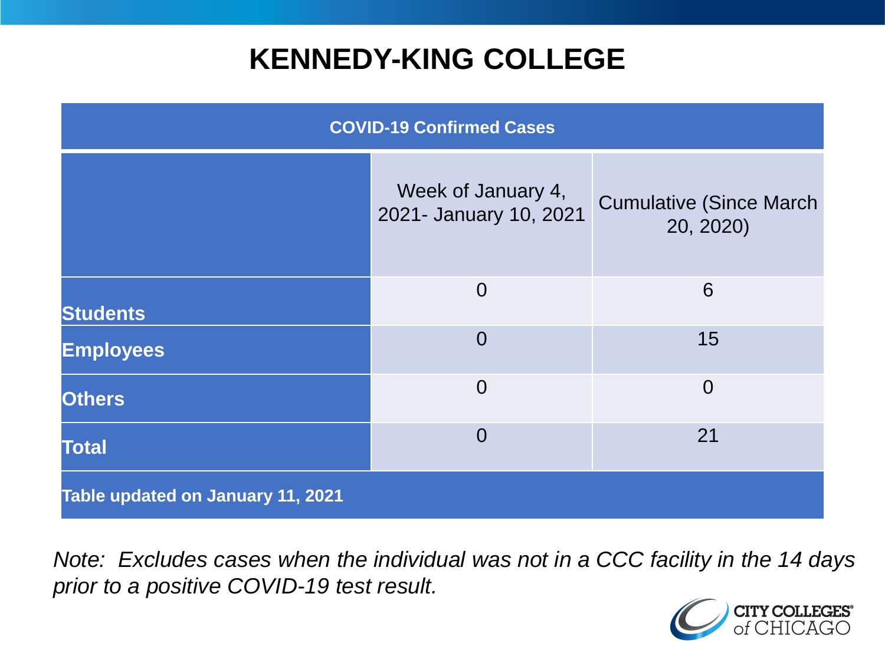# KENNEDY-KING COLLEGE

| COVID-19 Confirmed Cases | | |
|---|---|---|
| | Week of January 4, 2021- January 10, 2021 | Cumulative (Since March 20, 2020) |
| **Students** | 0 | 6 |
| **Employees** | 0 | 15 |
| **Others** | 0 | 0 |
| **Total** | 0 | 21 |
| **Table updated on January 11, 2021** | | |

*Note: Excludes cases when the individual was not in a CCC facility in the 14 days prior to a positive COVID-19 test result.*

CITY COLLEGES of CHICAGO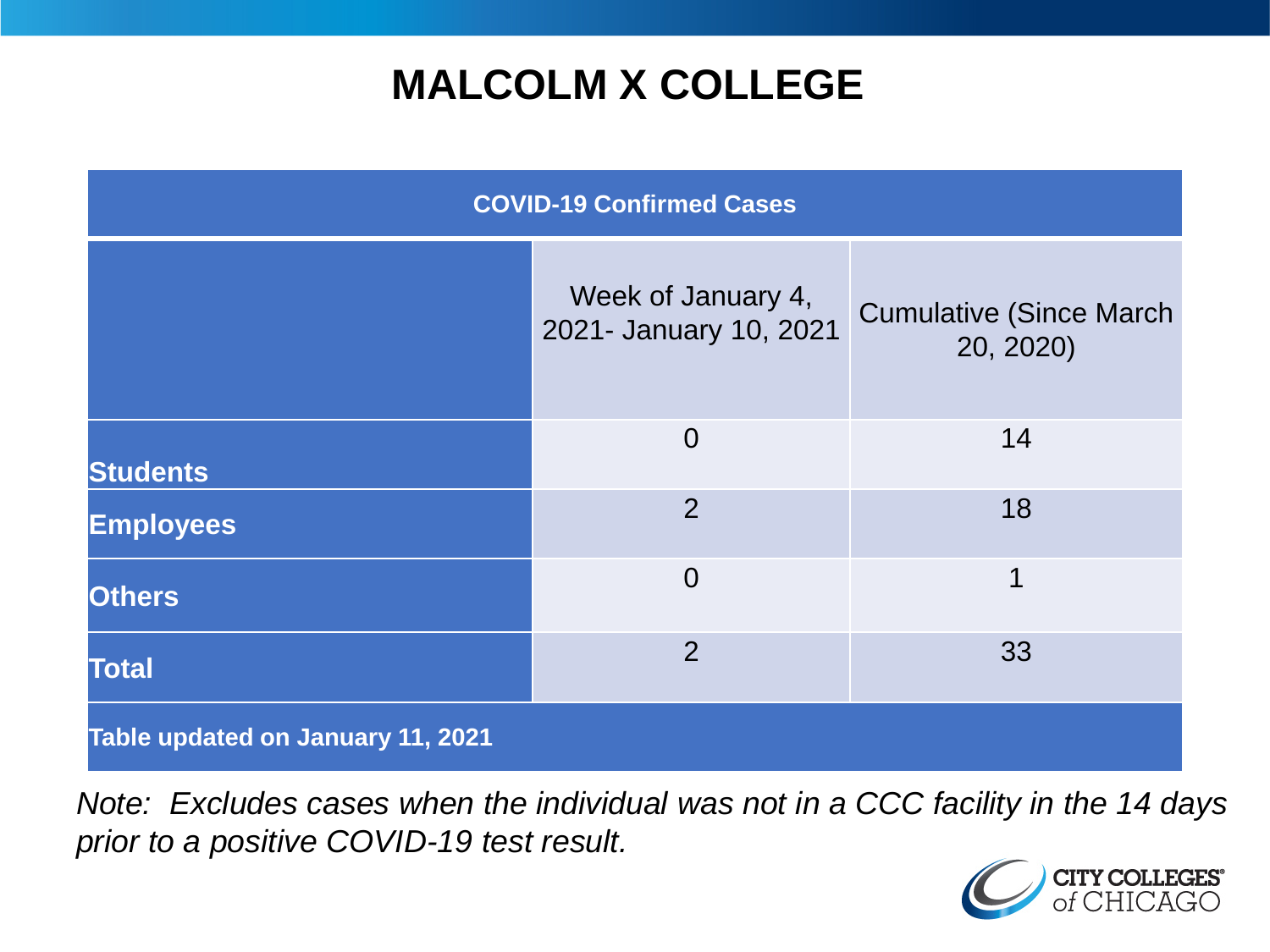# MALCOLM X COLLEGE

| COVID-19 Confirmed Cases | | |
|---|---|---|
| | Week of January 4, 2021- January 10, 2021 | Cumulative (Since March 20, 2020) |
| **Students** | 0 | 14 |
| **Employees** | 2 | 18 |
| **Others** | 0 | 1 |
| **Total** | 2 | 33 |
| **Table updated on January 11, 2021** | | |

*Note: Excludes cases when the individual was not in a CCC facility in the 14 days prior to a positive COVID-19 test result.*

CITY COLLEGES of CHICAGO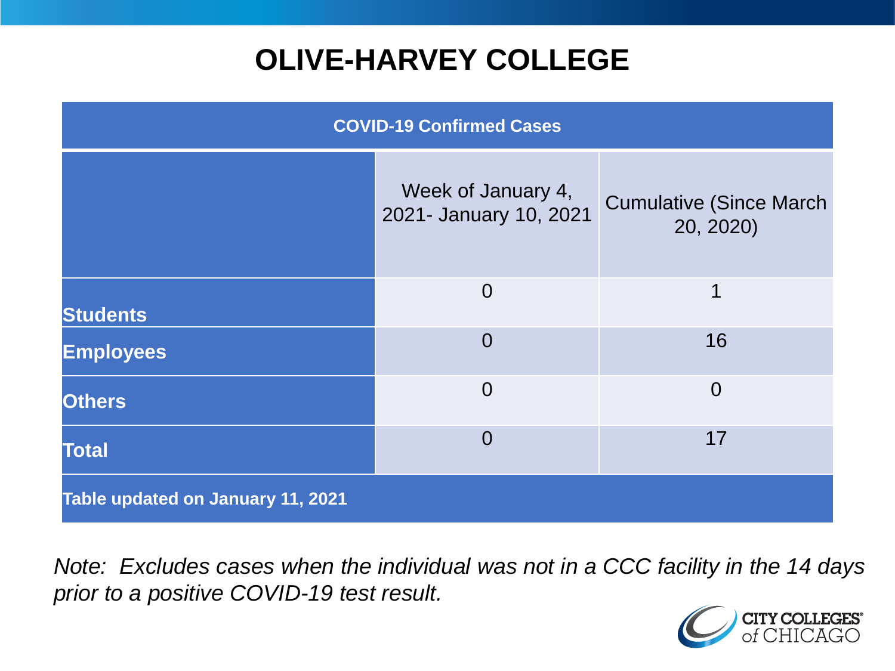# OLIVE-HARVEY COLLEGE

| COVID-19 Confirmed Cases | | |
|---|---|---|
| | Week of January 4, 2021- January 10, 2021 | Cumulative (Since March 20, 2020) |
| **Students** | 0 | 1 |
| **Employees** | 0 | 16 |
| **Others** | 0 | 0 |
| **Total** | 0 | 17 |
| **Table updated on January 11, 2021** | | |

*Note: Excludes cases when the individual was not in a CCC facility in the 14 days prior to a positive COVID-19 test result.*

CITY COLLEGES of CHICAGO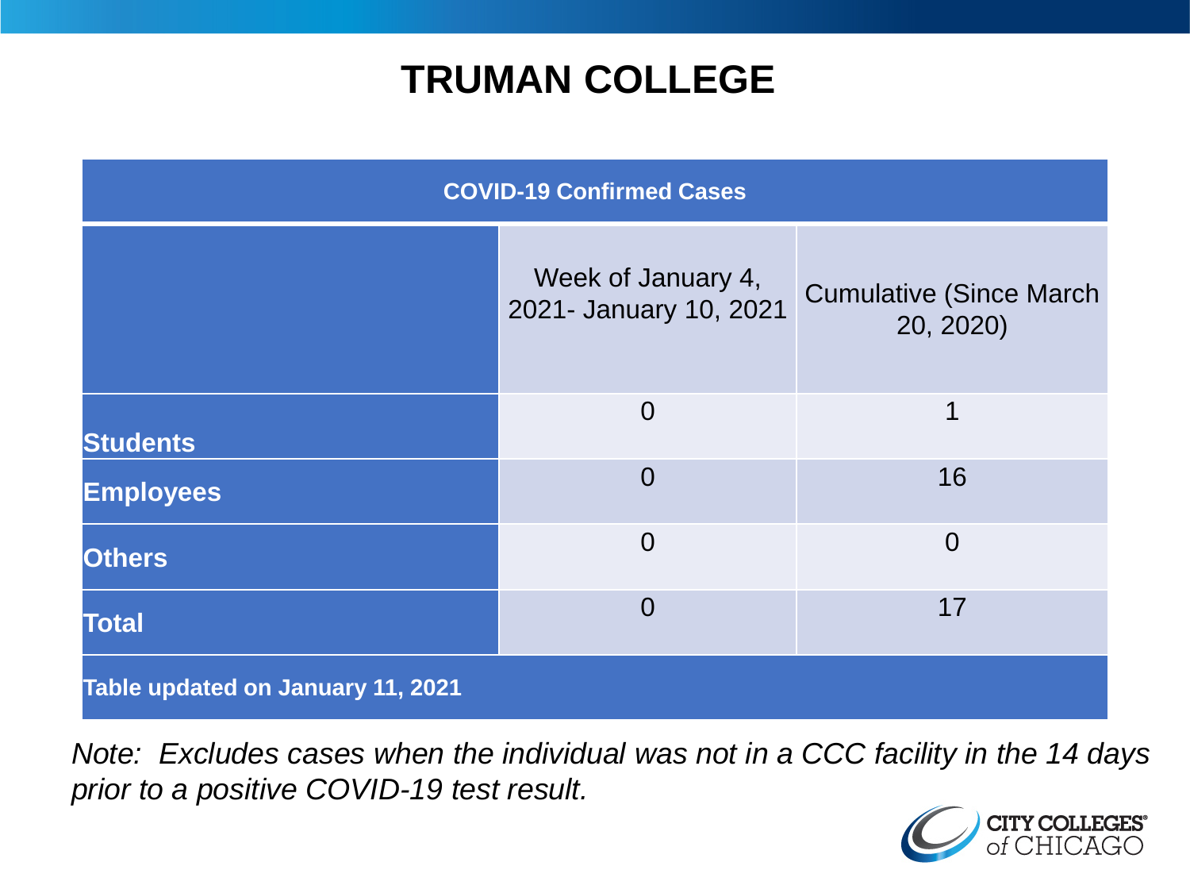# TRUMAN COLLEGE

| COVID-19 Confirmed Cases | | |
|---|---|---|
| | Week of January 4, 2021- January 10, 2021 | Cumulative (Since March 20, 2020) |
| **Students** | 0 | 1 |
| **Employees** | 0 | 16 |
| **Others** | 0 | 0 |
| **Total** | 0 | 17 |
| **Table updated on January 11, 2021** | | |

*Note: Excludes cases when the individual was not in a CCC facility in the 14 days prior to a positive COVID-19 test result.*

CITY COLLEGES of CHICAGO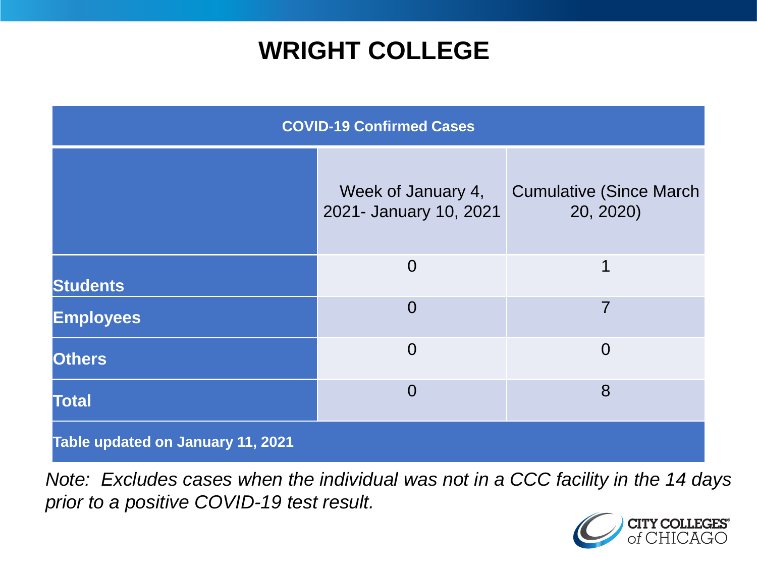# WRIGHT COLLEGE

| COVID-19 Confirmed Cases | | |
|---|---|---|
| | Week of January 4, 2021- January 10, 2021 | Cumulative (Since March 20, 2020) |
| **Students** | 0 | 1 |
| **Employees** | 0 | 7 |
| **Others** | 0 | 0 |
| **Total** | 0 | 8 |
| **Table updated on January 11, 2021** | | |

*Note: Excludes cases when the individual was not in a CCC facility in the 14 days prior to a positive COVID-19 test result.*

CITY COLLEGES of CHICAGO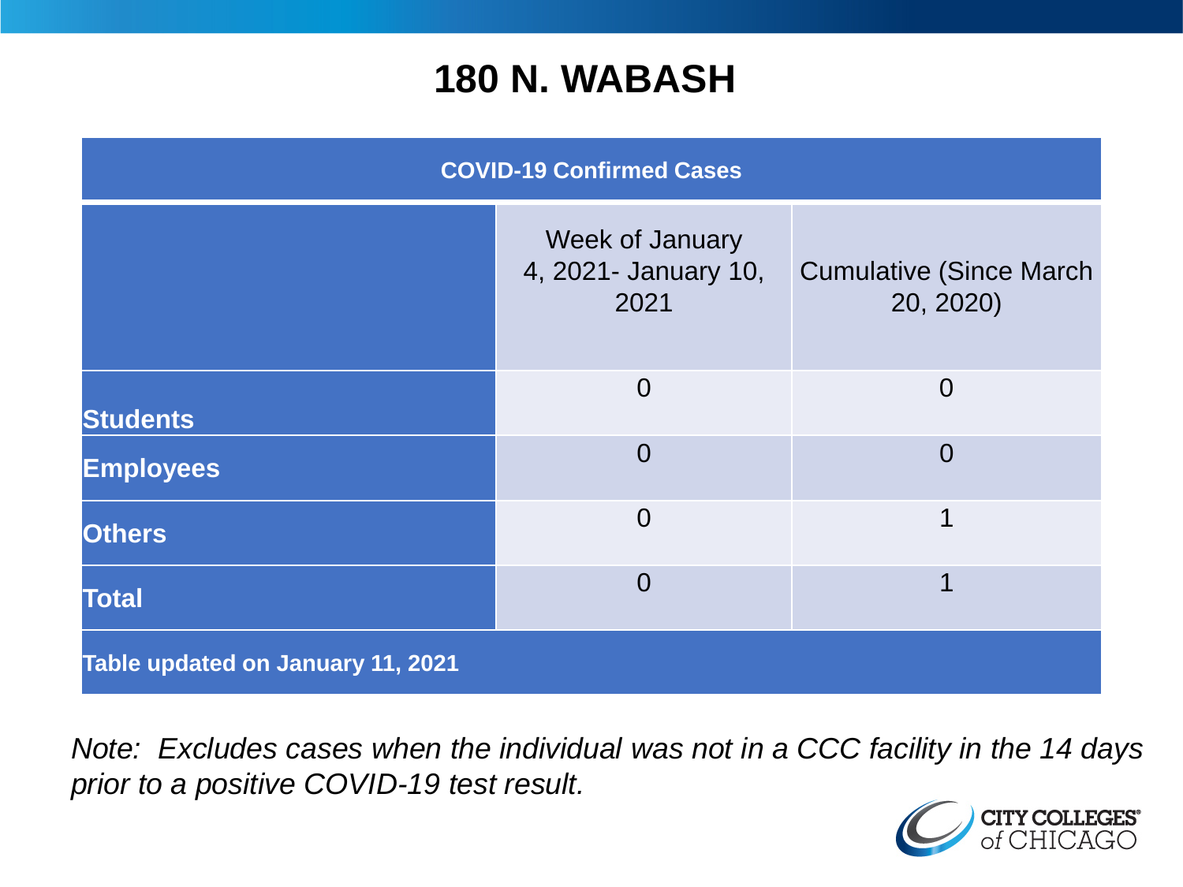# 180 N. WABASH

| COVID-19 Confirmed Cases | | |
|---|---|---|
| | Week of January 4, 2021- January 10, 2021 | Cumulative (Since March 20, 2020) |
| **Students** | 0 | 0 |
| **Employees** | 0 | 0 |
| **Others** | 0 | 1 |
| **Total** | 0 | 1 |
| **Table updated on January 11, 2021** | | |

*Note: Excludes cases when the individual was not in a CCC facility in the 14 days prior to a positive COVID-19 test result.*

CITY COLLEGES of CHICAGO